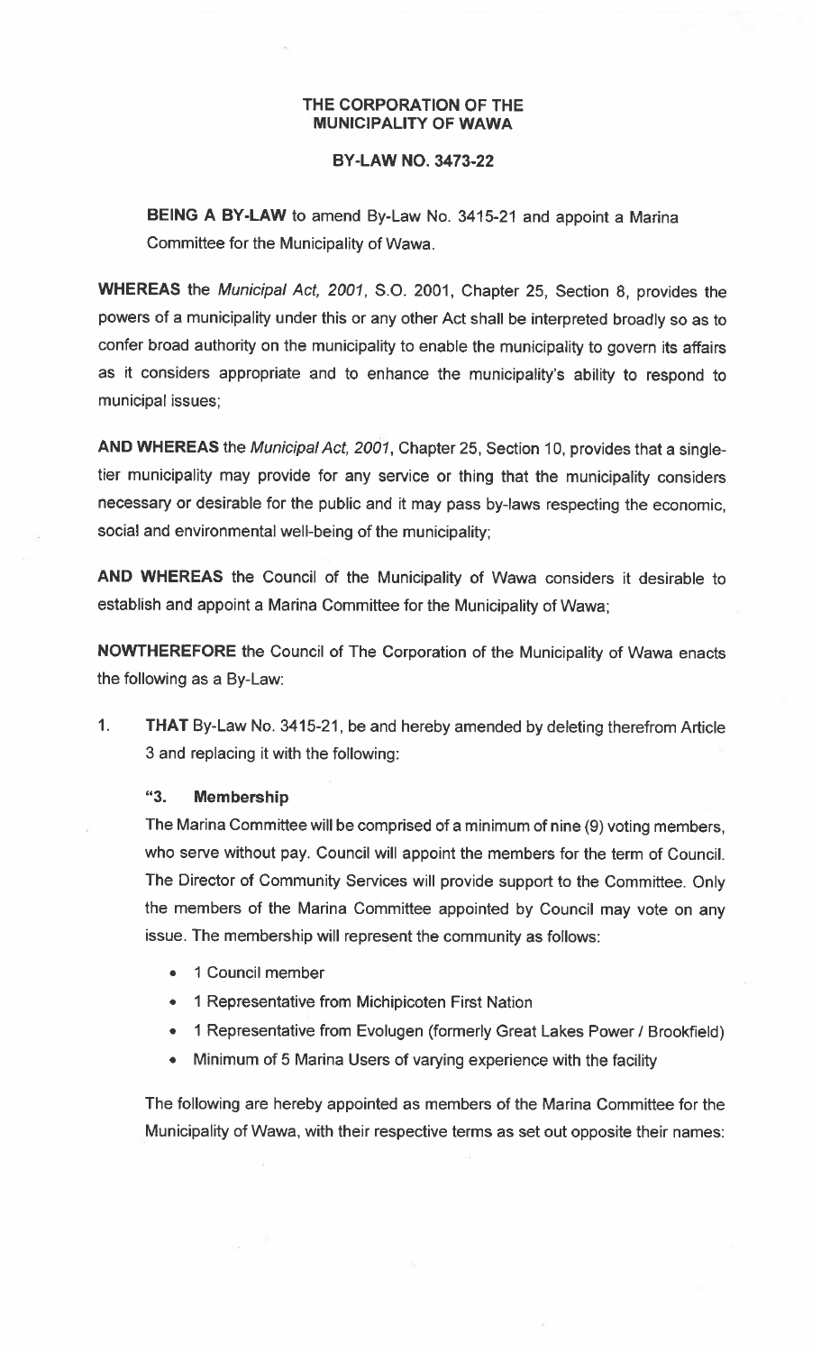**THE CORPORATION OF THE MUNICIPALITY OF WAWA**

**BY-LAW NO. 3473-22**

**BEING A BY-LAW** to amend By-Law No. 3415-21 and appoint a Marina Committee for the Municipality of Wawa.

**WHEREAS** the *Municipal Act, 2001*, S.O. 2001, Chapter 25, Section 8, provides the powers of a municipality under this or any other Act shall be interpreted broadly so as to confer broad authority on the municipality to enable the municipality to govern its affairs as it considers appropriate and to enhance the municipality's ability to respond to municipal issues;

**AND WHEREAS** the *Municipal Act, 2001*, Chapter 25, Section 10, provides that a single-tier municipality may provide for any service or thing that the municipality considers necessary or desirable for the public and it may pass by-laws respecting the economic, social and environmental well-being of the municipality;

**AND WHEREAS** the Council of the Municipality of Wawa considers it desirable to establish and appoint a Marina Committee for the Municipality of Wawa;

**NOWTHEREFORE** the Council of The Corporation of the Municipality of Wawa enacts the following as a By-Law:

1. **THAT** By-Law No. 3415-21, be and hereby amended by deleting therefrom Article 3 and replacing it with the following:

   **"3. Membership**

   The Marina Committee will be comprised of a minimum of nine (9) voting members, who serve without pay. Council will appoint the members for the term of Council. The Director of Community Services will provide support to the Committee. Only the members of the Marina Committee appointed by Council may vote on any issue. The membership will represent the community as follows:

   - 1 Council member
   - 1 Representative from Michipicoten First Nation
   - 1 Representative from Evolugen (formerly Great Lakes Power / Brookfield)
   - Minimum of 5 Marina Users of varying experience with the facility

   The following are hereby appointed as members of the Marina Committee for the Municipality of Wawa, with their respective terms as set out opposite their names: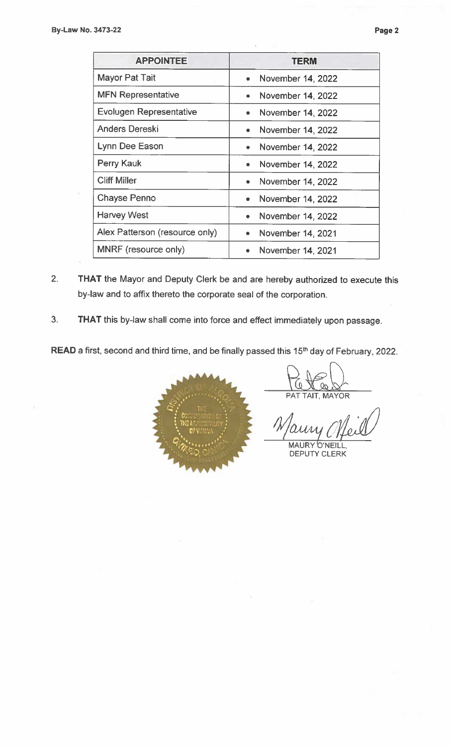| APPOINTEE | TERM |
|---|---|
| Mayor Pat Tait | • November 14, 2022 |
| MFN Representative | • November 14, 2022 |
| Evolugen Representative | • November 14, 2022 |
| Anders Dereski | • November 14, 2022 |
| Lynn Dee Eason | • November 14, 2022 |
| Perry Kauk | • November 14, 2022 |
| Cliff Miller | • November 14, 2022 |
| Chayse Penno | • November 14, 2022 |
| Harvey West | • November 14, 2022 |
| Alex Patterson (resource only) | • November 14, 2021 |
| MNRF (resource only) | • November 14, 2021 |

2. **THAT** the Mayor and Deputy Clerk be and are hereby authorized to execute this by-law and to affix thereto the corporate seal of the corporation.

3. **THAT** this by-law shall come into force and effect immediately upon passage.

**READ** a first, second and third time, and be finally passed this 15th day of February, 2022.

PAT TAIT, MAYOR

MAURY O'NEILL,
DEPUTY CLERK